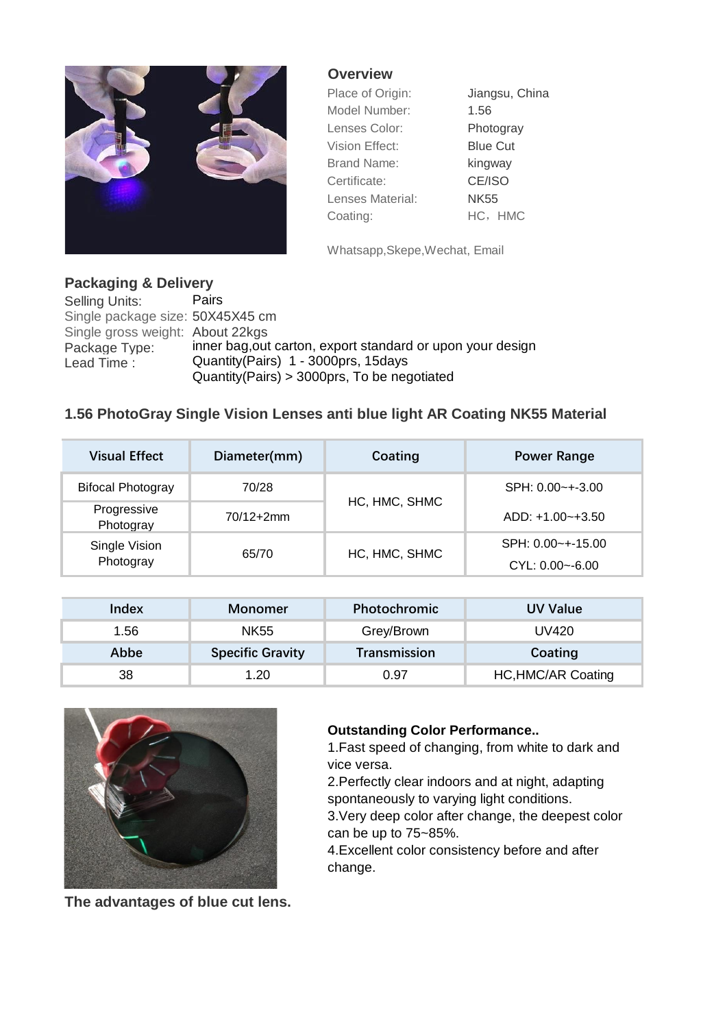## Overview

| | |
|---|---|
| Place of Origin: | Jiangsu, China |
| Model Number: | 1.56 |
| Lenses Color: | Photogray |
| Vision Effect: | Blue Cut |
| Brand Name: | kingway |
| Certificate: | CE/ISO |
| Lenses Material: | NK55 |
| Coating: | HC，HMC |

Whatsapp,Skepe,Wechat, Email

## Packaging & Delivery

Selling Units: Pairs
Single package size: 50X45X45 cm
Single gross weight: About 22kgs
Package Type: inner bag,out carton, export standard or upon your design
Lead Time : Quantity(Pairs) 1 - 3000prs, 15days
Quantity(Pairs) > 3000prs, To be negotiated

## 1.56 PhotoGray Single Vision Lenses anti blue light AR Coating NK55 Material

| Visual Effect | Diameter(mm) | Coating | Power Range |
|---|---|---|---|
| Bifocal Photogray | 70/28 | HC, HMC, SHMC | SPH: 0.00~+-3.00 |
| Progressive Photogray | 70/12+2mm | | ADD: +1.00~+3.50 |
| Single Vision Photogray | 65/70 | HC, HMC, SHMC | SPH: 0.00~+-15.00<br>CYL: 0.00~-6.00 |

| Index | Monomer | Photochromic | UV Value |
|---|---|---|---|
| 1.56 | NK55 | Grey/Brown | UV420 |
| **Abbe** | **Specific Gravity** | **Transmission** | **Coating** |
| 38 | 1.20 | 0.97 | HC,HMC/AR Coating |

**Outstanding Color Performance..**

1.Fast speed of changing, from white to dark and vice versa.
2.Perfectly clear indoors and at night, adapting spontaneously to varying light conditions.
3.Very deep color after change, the deepest color can be up to 75~85%.
4.Excellent color consistency before and after change.

**The advantages of blue cut lens.**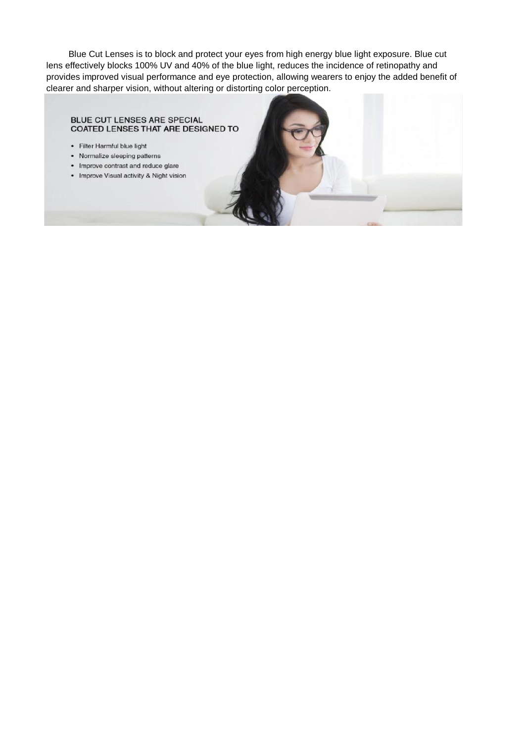Blue Cut Lenses is to block and protect your eyes from high energy blue light exposure. Blue cut lens effectively blocks 100% UV and 40% of the blue light, reduces the incidence of retinopathy and provides improved visual performance and eye protection, allowing wearers to enjoy the added benefit of clearer and sharper vision, without altering or distorting color perception.

BLUE CUT LENSES ARE SPECIAL COATED LENSES THAT ARE DESIGNED TO

- Filter Harmful blue light
- Normalize sleeping patterns
- Improve contrast and reduce glare
- Improve Visual activity & Night vision